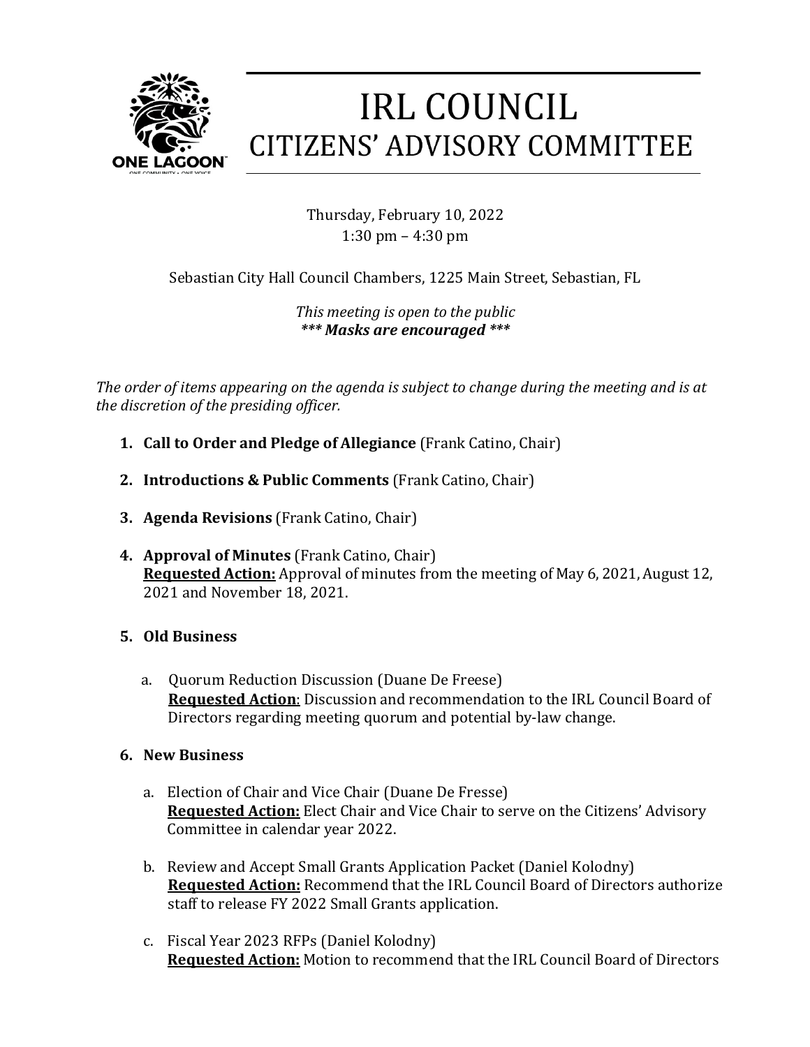# IRL COUNCIL
## CITIZENS' ADVISORY COMMITTEE

Thursday, February 10, 2022
1:30 pm – 4:30 pm

Sebastian City Hall Council Chambers, 1225 Main Street, Sebastian, FL

*This meeting is open to the public*
****** Masks are encouraged *****

*The order of items appearing on the agenda is subject to change during the meeting and is at the discretion of the presiding officer.*

1. **Call to Order and Pledge of Allegiance** (Frank Catino, Chair)

2. **Introductions & Public Comments** (Frank Catino, Chair)

3. **Agenda Revisions** (Frank Catino, Chair)

4. **Approval of Minutes** (Frank Catino, Chair)
   **Requested Action:** Approval of minutes from the meeting of May 6, 2021, August 12, 2021 and November 18, 2021.

5. **Old Business**

   a. Quorum Reduction Discussion (Duane De Freese)
      **Requested Action**: Discussion and recommendation to the IRL Council Board of Directors regarding meeting quorum and potential by-law change.

6. **New Business**

   a. Election of Chair and Vice Chair (Duane De Fresse)
      **Requested Action:** Elect Chair and Vice Chair to serve on the Citizens' Advisory Committee in calendar year 2022.

   b. Review and Accept Small Grants Application Packet (Daniel Kolodny)
      **Requested Action:** Recommend that the IRL Council Board of Directors authorize staff to release FY 2022 Small Grants application.

   c. Fiscal Year 2023 RFPs (Daniel Kolodny)
      **Requested Action:** Motion to recommend that the IRL Council Board of Directors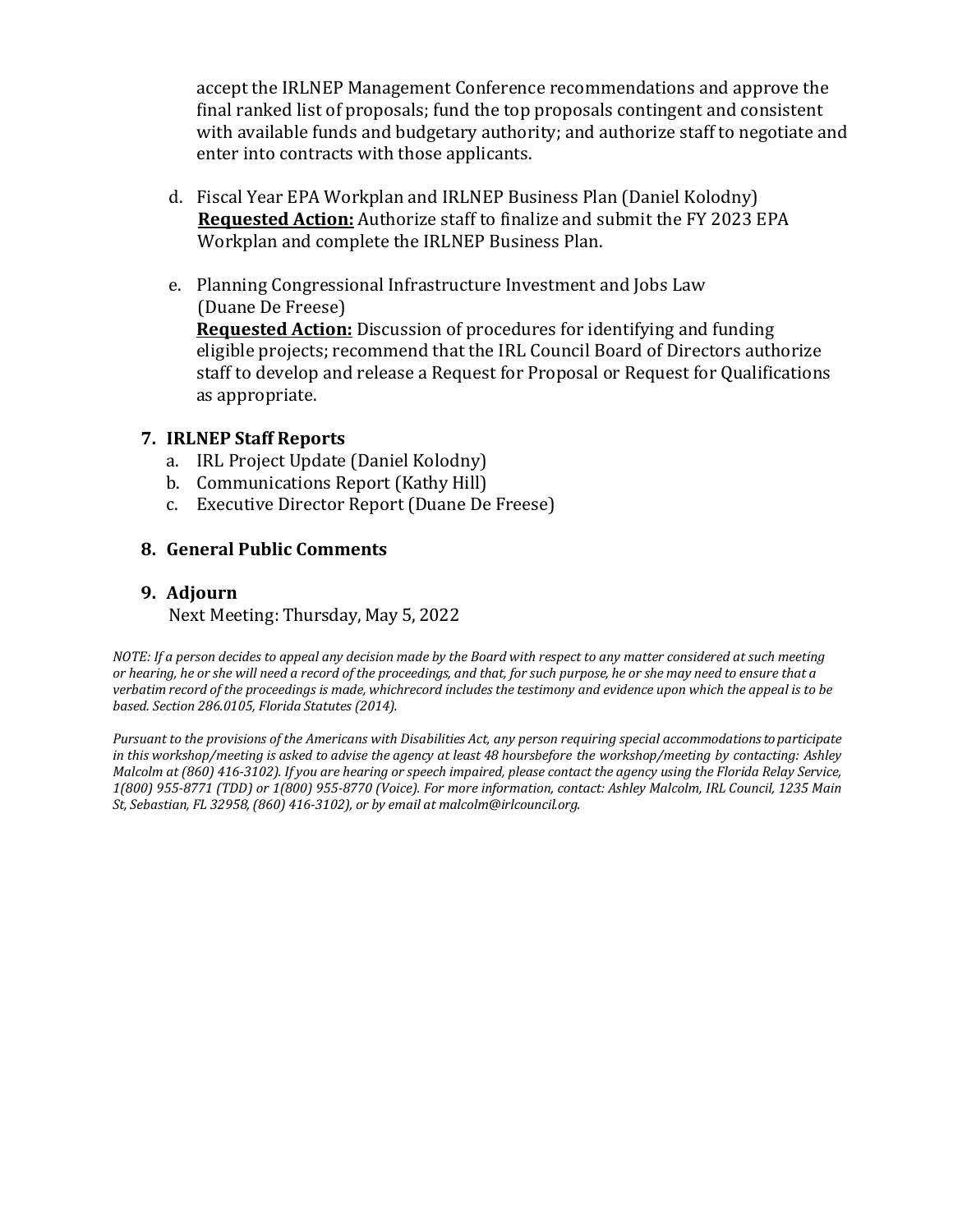accept the IRLNEP Management Conference recommendations and approve the final ranked list of proposals; fund the top proposals contingent and consistent with available funds and budgetary authority; and authorize staff to negotiate and enter into contracts with those applicants.

d. Fiscal Year EPA Workplan and IRLNEP Business Plan (Daniel Kolodny)
   **Requested Action:** Authorize staff to finalize and submit the FY 2023 EPA Workplan and complete the IRLNEP Business Plan.

e. Planning Congressional Infrastructure Investment and Jobs Law (Duane De Freese)
   **Requested Action:** Discussion of procedures for identifying and funding eligible projects; recommend that the IRL Council Board of Directors authorize staff to develop and release a Request for Proposal or Request for Qualifications as appropriate.

7. **IRLNEP Staff Reports**
   a. IRL Project Update (Daniel Kolodny)
   b. Communications Report (Kathy Hill)
   c. Executive Director Report (Duane De Freese)

8. **General Public Comments**

9. **Adjourn**
   Next Meeting: Thursday, May 5, 2022

*NOTE: If a person decides to appeal any decision made by the Board with respect to any matter considered at such meeting or hearing, he or she will need a record of the proceedings, and that, for such purpose, he or she may need to ensure that a verbatim record of the proceedings is made, whichrecord includes the testimony and evidence upon which the appeal is to be based. Section 286.0105, Florida Statutes (2014).*

*Pursuant to the provisions of the Americans with Disabilities Act, any person requiring special accommodations to participate in this workshop/meeting is asked to advise the agency at least 48 hoursbefore the workshop/meeting by contacting: Ashley Malcolm at (860) 416-3102). If you are hearing or speech impaired, please contact the agency using the Florida Relay Service, 1(800) 955-8771 (TDD) or 1(800) 955-8770 (Voice). For more information, contact: Ashley Malcolm, IRL Council, 1235 Main St, Sebastian, FL 32958, (860) 416-3102), or by email at malcolm@irlcouncil.org.*